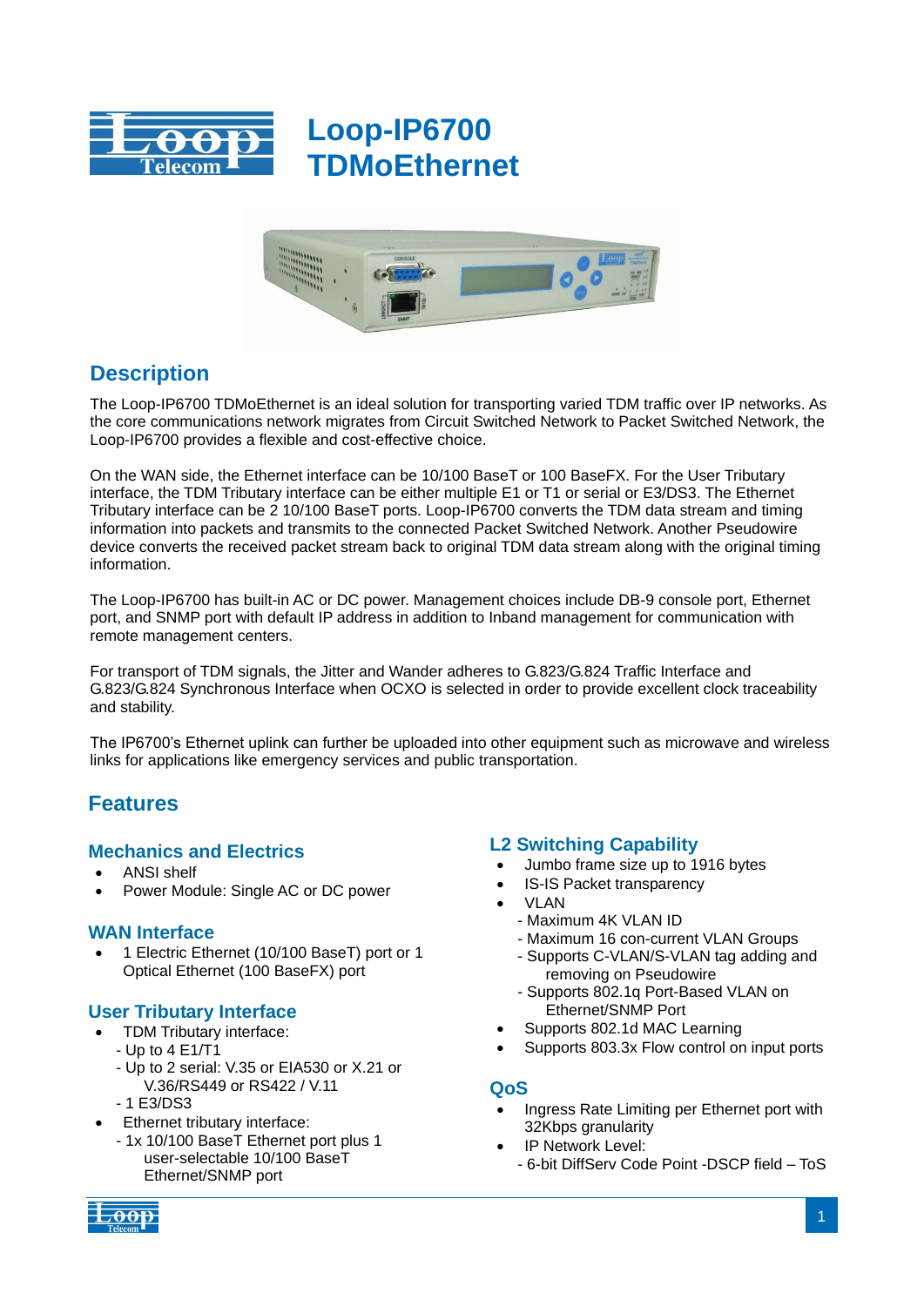# Loop-IP6700 TDMoEthernet

## Description

The Loop-IP6700 TDMoEthernet is an ideal solution for transporting varied TDM traffic over IP networks. As the core communications network migrates from Circuit Switched Network to Packet Switched Network, the Loop-IP6700 provides a flexible and cost-effective choice.

On the WAN side, the Ethernet interface can be 10/100 BaseT or 100 BaseFX. For the User Tributary interface, the TDM Tributary interface can be either multiple E1 or T1 or serial or E3/DS3. The Ethernet Tributary interface can be 2 10/100 BaseT ports. Loop-IP6700 converts the TDM data stream and timing information into packets and transmits to the connected Packet Switched Network. Another Pseudowire device converts the received packet stream back to original TDM data stream along with the original timing information.

The Loop-IP6700 has built-in AC or DC power. Management choices include DB-9 console port, Ethernet port, and SNMP port with default IP address in addition to Inband management for communication with remote management centers.

For transport of TDM signals, the Jitter and Wander adheres to G.823/G.824 Traffic Interface and G.823/G.824 Synchronous Interface when OCXO is selected in order to provide excellent clock traceability and stability.

The IP6700's Ethernet uplink can further be uploaded into other equipment such as microwave and wireless links for applications like emergency services and public transportation.

## Features

### Mechanics and Electrics

- ANSI shelf
- Power Module: Single AC or DC power

### WAN Interface

- 1 Electric Ethernet (10/100 BaseT) port or 1 Optical Ethernet (100 BaseFX) port

### User Tributary Interface

- TDM Tributary interface:
  - Up to 4 E1/T1
  - Up to 2 serial: V.35 or EIA530 or X.21 or V.36/RS449 or RS422 / V.11
  - 1 E3/DS3
- Ethernet tributary interface:
  - 1x 10/100 BaseT Ethernet port plus 1 user-selectable 10/100 BaseT Ethernet/SNMP port

### L2 Switching Capability

- Jumbo frame size up to 1916 bytes
- IS-IS Packet transparency
- VLAN
  - Maximum 4K VLAN ID
  - Maximum 16 con-current VLAN Groups
  - Supports C-VLAN/S-VLAN tag adding and removing on Pseudowire
  - Supports 802.1q Port-Based VLAN on Ethernet/SNMP Port
- Supports 802.1d MAC Learning
- Supports 803.3x Flow control on input ports

### QoS

- Ingress Rate Limiting per Ethernet port with 32Kbps granularity
- IP Network Level:
  - 6-bit DiffServ Code Point -DSCP field – ToS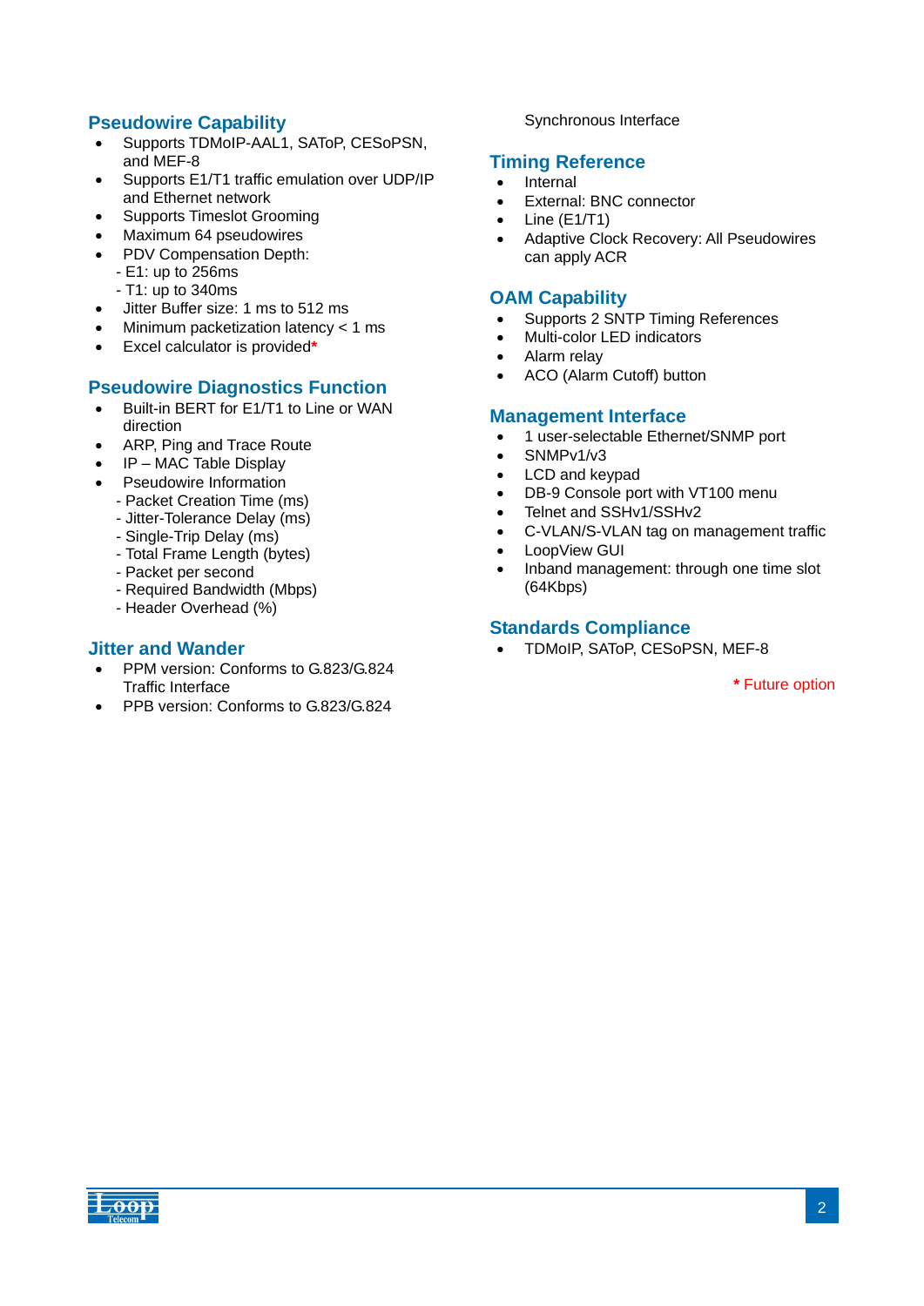## Pseudowire Capability

- Supports TDMoIP-AAL1, SAToP, CESoPSN, and MEF-8
- Supports E1/T1 traffic emulation over UDP/IP and Ethernet network
- Supports Timeslot Grooming
- Maximum 64 pseudowires
- PDV Compensation Depth:
  - E1: up to 256ms
  - T1: up to 340ms
- Jitter Buffer size: 1 ms to 512 ms
- Minimum packetization latency < 1 ms
- Excel calculator is provided*

## Pseudowire Diagnostics Function

- Built-in BERT for E1/T1 to Line or WAN direction
- ARP, Ping and Trace Route
- IP – MAC Table Display
- Pseudowire Information
  - Packet Creation Time (ms)
  - Jitter-Tolerance Delay (ms)
  - Single-Trip Delay (ms)
  - Total Frame Length (bytes)
  - Packet per second
  - Required Bandwidth (Mbps)
  - Header Overhead (%)

## Jitter and Wander

- PPM version: Conforms to G.823/G.824 Traffic Interface
- PPB version: Conforms to G.823/G.824 Synchronous Interface

## Timing Reference

- Internal
- External: BNC connector
- Line (E1/T1)
- Adaptive Clock Recovery: All Pseudowires can apply ACR

## OAM Capability

- Supports 2 SNTP Timing References
- Multi-color LED indicators
- Alarm relay
- ACO (Alarm Cutoff) button

## Management Interface

- 1 user-selectable Ethernet/SNMP port
- SNMPv1/v3
- LCD and keypad
- DB-9 Console port with VT100 menu
- Telnet and SSHv1/SSHv2
- C-VLAN/S-VLAN tag on management traffic
- LoopView GUI
- Inband management: through one time slot (64Kbps)

## Standards Compliance

- TDMoIP, SAToP, CESoPSN, MEF-8

* Future option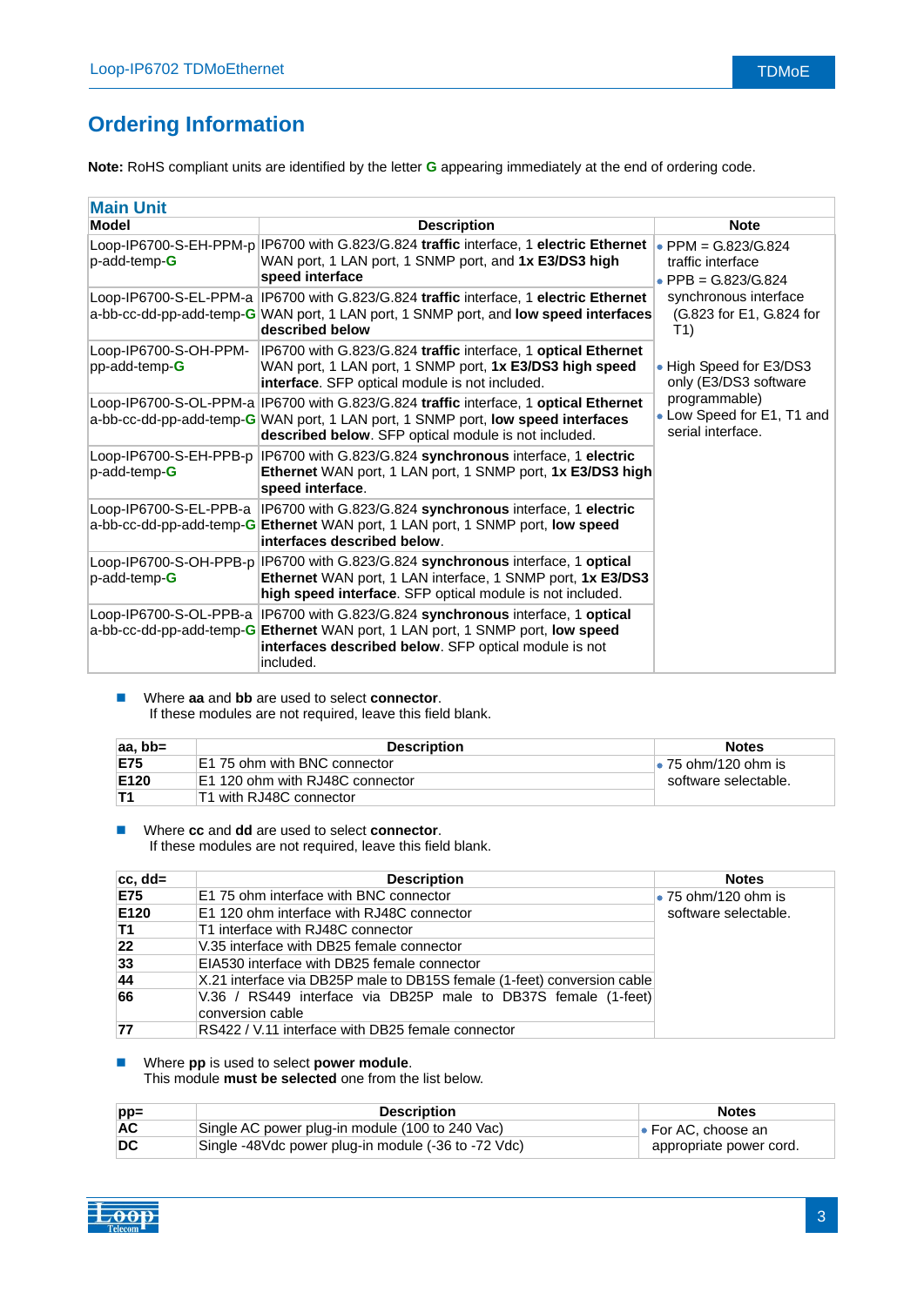## Ordering Information

**Note:** RoHS compliant units are identified by the letter **G** appearing immediately at the end of ordering code.

### Main Unit

| Model | Description | Note |
|---|---|---|
| Loop-IP6700-S-EH-PPM-pp-add-temp-**G** | IP6700 with G.823/G.824 **traffic** interface, 1 **electric Ethernet** WAN port, 1 LAN port, 1 SNMP port, and **1x E3/DS3 high speed interface** | • PPM = G.823/G.824 traffic interface<br>• PPB = G.823/G.824 synchronous interface (G.823 for E1, G.824 for T1)<br><br>• High Speed for E3/DS3 only (E3/DS3 software programmable)<br>• Low Speed for E1, T1 and serial interface. |
| Loop-IP6700-S-EL-PPM-aa-bb-cc-dd-pp-add-temp-**G** | IP6700 with G.823/G.824 **traffic** interface, 1 **electric Ethernet** WAN port, 1 LAN port, 1 SNMP port, and **low speed interfaces described below** | |
| Loop-IP6700-S-OH-PPM-pp-add-temp-**G** | IP6700 with G.823/G.824 **traffic** interface, 1 **optical Ethernet** WAN port, 1 LAN port, 1 SNMP port, **1x E3/DS3 high speed interface**. SFP optical module is not included. | |
| Loop-IP6700-S-OL-PPM-aa-bb-cc-dd-pp-add-temp-**G** | IP6700 with G.823/G.824 **traffic** interface, 1 **optical Ethernet** WAN port, 1 LAN port, 1 SNMP port, **low speed interfaces described below**. SFP optical module is not included. | |
| Loop-IP6700-S-EH-PPB-pp-add-temp-**G** | IP6700 with G.823/G.824 **synchronous** interface, 1 **electric Ethernet** WAN port, 1 LAN port, 1 SNMP port, **1x E3/DS3 high speed interface**. | |
| Loop-IP6700-S-EL-PPB-aa-bb-cc-dd-pp-add-temp-**G** | IP6700 with G.823/G.824 **synchronous** interface, 1 **electric Ethernet** WAN port, 1 LAN port, 1 SNMP port, **low speed interfaces described below**. | |
| Loop-IP6700-S-OH-PPB-pp-add-temp-**G** | IP6700 with G.823/G.824 **synchronous** interface, 1 **optical Ethernet** WAN port, 1 LAN interface, 1 SNMP port, **1x E3/DS3 high speed interface**. SFP optical module is not included. | |
| Loop-IP6700-S-OL-PPB-aa-bb-cc-dd-pp-add-temp-**G** | IP6700 with G.823/G.824 **synchronous** interface, 1 **optical Ethernet** WAN port, 1 LAN port, 1 SNMP port, **low speed interfaces described below**. SFP optical module is not included. | |

- Where **aa** and **bb** are used to select **connector**.
  If these modules are not required, leave this field blank.

| aa, bb= | Description | Notes |
|---|---|---|
| **E75** | E1 75 ohm with BNC connector | • 75 ohm/120 ohm is software selectable. |
| **E120** | E1 120 ohm with RJ48C connector | |
| **T1** | T1 with RJ48C connector | |

- Where **cc** and **dd** are used to select **connector**.
  If these modules are not required, leave this field blank.

| cc, dd= | Description | Notes |
|---|---|---|
| **E75** | E1 75 ohm interface with BNC connector | • 75 ohm/120 ohm is software selectable. |
| **E120** | E1 120 ohm interface with RJ48C connector | |
| **T1** | T1 interface with RJ48C connector | |
| **22** | V.35 interface with DB25 female connector | |
| **33** | EIA530 interface with DB25 female connector | |
| **44** | X.21 interface via DB25P male to DB15S female (1-feet) conversion cable | |
| **66** | V.36 / RS449 interface via DB25P male to DB37S female (1-feet) conversion cable | |
| **77** | RS422 / V.11 interface with DB25 female connector | |

- Where **pp** is used to select **power module**.
  This module **must be selected** one from the list below.

| pp= | Description | Notes |
|---|---|---|
| **AC** | Single AC power plug-in module (100 to 240 Vac) | • For AC, choose an appropriate power cord. |
| **DC** | Single -48Vdc power plug-in module (-36 to -72 Vdc) | |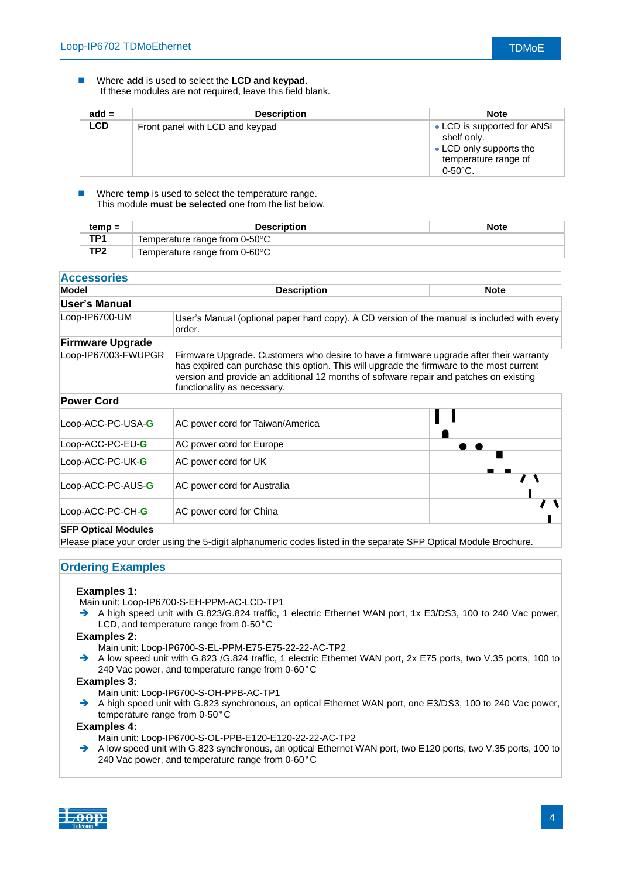- Where **add** is used to select the **LCD and keypad**.
  If these modules are not required, leave this field blank.

| add = | Description | Note |
|---|---|---|
| **LCD** | Front panel with LCD and keypad | • LCD is supported for ANSI shelf only.<br>• LCD only supports the temperature range of 0-50°C. |

- Where **temp** is used to select the temperature range.
  This module **must be selected** one from the list below.

| temp = | Description | Note |
|---|---|---|
| **TP1** | Temperature range from 0-50°C | |
| **TP2** | Temperature range from 0-60°C | |

## Accessories

| Model | Description | Note |
|---|---|---|
| **User's Manual** | | |
| Loop-IP6700-UM | User's Manual (optional paper hard copy). A CD version of the manual is included with every order. | |
| **Firmware Upgrade** | | |
| Loop-IP67003-FWUPGR | Firmware Upgrade. Customers who desire to have a firmware upgrade after their warranty has expired can purchase this option. This will upgrade the firmware to the most current version and provide an additional 12 months of software repair and patches on existing functionality as necessary. | |
| **Power Cord** | | |
| Loop-ACC-PC-USA-G | AC power cord for Taiwan/America | |
| Loop-ACC-PC-EU-G | AC power cord for Europe | |
| Loop-ACC-PC-UK-G | AC power cord for UK | |
| Loop-ACC-PC-AUS-G | AC power cord for Australia | |
| Loop-ACC-PC-CH-G | AC power cord for China | |
| **SFP Optical Modules** | | |
| Please place your order using the 5-digit alphanumeric codes listed in the separate SFP Optical Module Brochure. | | |

## Ordering Examples

**Examples 1:**
Main unit: Loop-IP6700-S-EH-PPM-AC-LCD-TP1
➔ A high speed unit with G.823/G.824 traffic, 1 electric Ethernet WAN port, 1x E3/DS3, 100 to 240 Vac power, LCD, and temperature range from 0-50°C

**Examples 2:**
Main unit: Loop-IP6700-S-EL-PPM-E75-E75-22-22-AC-TP2
➔ A low speed unit with G.823 /G.824 traffic, 1 electric Ethernet WAN port, 2x E75 ports, two V.35 ports, 100 to 240 Vac power, and temperature range from 0-60°C

**Examples 3:**
Main unit: Loop-IP6700-S-OH-PPB-AC-TP1
➔ A high speed unit with G.823 synchronous, an optical Ethernet WAN port, one E3/DS3, 100 to 240 Vac power, temperature range from 0-50°C

**Examples 4:**
Main unit: Loop-IP6700-S-OL-PPB-E120-E120-22-22-AC-TP2
➔ A low speed unit with G.823 synchronous, an optical Ethernet WAN port, two E120 ports, two V.35 ports, 100 to 240 Vac power, and temperature range from 0-60°C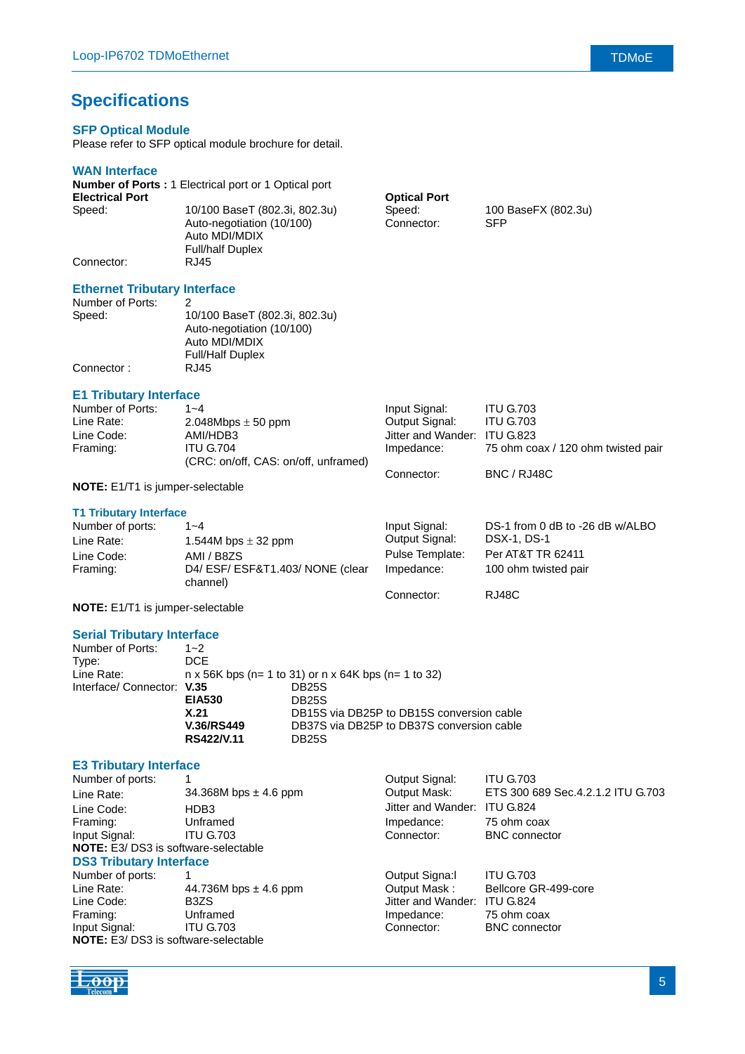# Specifications

## SFP Optical Module

Please refer to SFP optical module brochure for detail.

## WAN Interface

**Number of Ports :** 1 Electrical port or 1 Optical port

**Electrical Port**

| | |
|---|---|
| Speed: | 10/100 BaseT (802.3i, 802.3u)<br>Auto-negotiation (10/100)<br>Auto MDI/MDIX<br>Full/half Duplex |
| Connector: | RJ45 |

**Optical Port**

| | |
|---|---|
| Speed: | 100 BaseFX (802.3u) |
| Connector: | SFP |

## Ethernet Tributary Interface

| | |
|---|---|
| Number of Ports: | 2 |
| Speed: | 10/100 BaseT (802.3i, 802.3u)<br>Auto-negotiation (10/100)<br>Auto MDI/MDIX<br>Full/Half Duplex |
| Connector : | RJ45 |

## E1 Tributary Interface

| | |
|---|---|
| Number of Ports: | 1~4 |
| Line Rate: | 2.048Mbps ± 50 ppm |
| Line Code: | AMI/HDB3 |
| Framing: | ITU G.704<br>(CRC: on/off, CAS: on/off, unframed) |
| Input Signal: | ITU G.703 |
| Output Signal: | ITU G.703 |
| Jitter and Wander: | ITU G.823 |
| Impedance: | 75 ohm coax / 120 ohm twisted pair |
| Connector: | BNC / RJ48C |

**NOTE:** E1/T1 is jumper-selectable

## T1 Tributary Interface

| | |
|---|---|
| Number of ports: | 1~4 |
| Line Rate: | 1.544M bps ± 32 ppm |
| Line Code: | AMI / B8ZS |
| Framing: | D4/ ESF/ ESF&T1.403/ NONE (clear channel) |
| Input Signal: | DS-1 from 0 dB to -26 dB w/ALBO |
| Output Signal: | DSX-1, DS-1 |
| Pulse Template: | Per AT&T TR 62411 |
| Impedance: | 100 ohm twisted pair |
| Connector: | RJ48C |

**NOTE:** E1/T1 is jumper-selectable

## Serial Tributary Interface

| | | |
|---|---|---|
| Number of Ports: | 1~2 | |
| Type: | DCE | |
| Line Rate: | n x 56K bps (n= 1 to 31) or n x 64K bps (n= 1 to 32) | |
| Interface/ Connector: | **V.35** | DB25S |
| | **EIA530** | DB25S |
| | **X.21** | DB15S via DB25P to DB15S conversion cable |
| | **V.36/RS449** | DB37S via DB25P to DB37S conversion cable |
| | **RS422/V.11** | DB25S |

## E3 Tributary Interface

| | |
|---|---|
| Number of ports: | 1 |
| Line Rate: | 34.368M bps ± 4.6 ppm |
| Line Code: | HDB3 |
| Framing: | Unframed |
| Input Signal: | ITU G.703 |
| Output Signal: | ITU G.703 |
| Output Mask: | ETS 300 689 Sec.4.2.1.2 ITU G.703 |
| Jitter and Wander: | ITU G.824 |
| Impedance: | 75 ohm coax |
| Connector: | BNC connector |

**NOTE:** E3/ DS3 is software-selectable

## DS3 Tributary Interface

| | |
|---|---|
| Number of ports: | 1 |
| Line Rate: | 44.736M bps ± 4.6 ppm |
| Line Code: | B3ZS |
| Framing: | Unframed |
| Input Signal: | ITU G.703 |
| Output Signa:l | ITU G.703 |
| Output Mask : | Bellcore GR-499-core |
| Jitter and Wander: | ITU G.824 |
| Impedance: | 75 ohm coax |
| Connector: | BNC connector |

**NOTE:** E3/ DS3 is software-selectable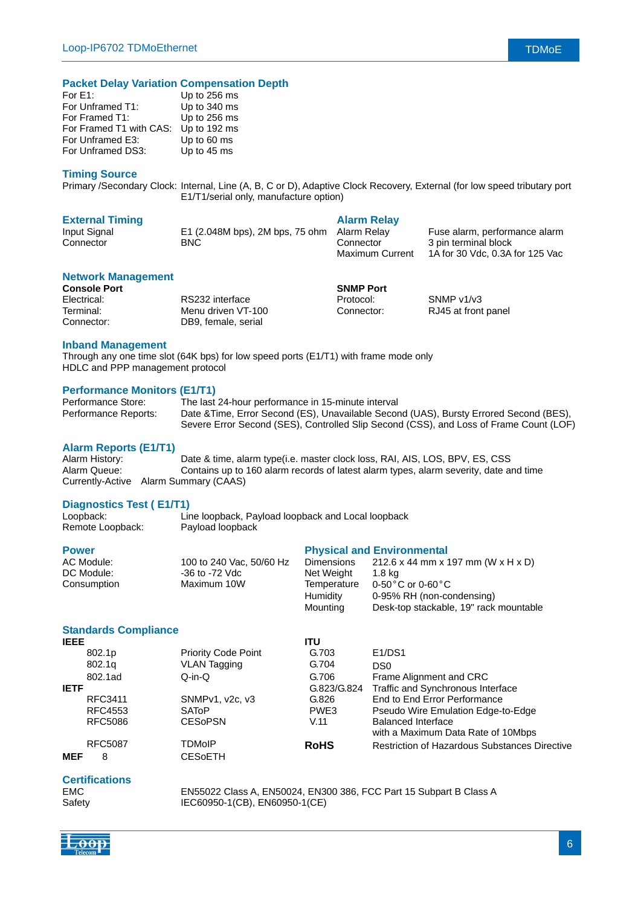## Packet Delay Variation Compensation Depth

| | |
|---|---|
| For E1: | Up to 256 ms |
| For Unframed T1: | Up to 340 ms |
| For Framed T1: | Up to 256 ms |
| For Framed T1 with CAS: | Up to 192 ms |
| For Unframed E3: | Up to 60 ms |
| For Unframed DS3: | Up to 45 ms |

## Timing Source

Primary /Secondary Clock: Internal, Line (A, B, C or D), Adaptive Clock Recovery, External (for low speed tributary port E1/T1/serial only, manufacture option)

## External Timing

| | |
|---|---|
| Input Signal | E1 (2.048M bps), 2M bps, 75 ohm |
| Connector | BNC |

## Alarm Relay

| | |
|---|---|
| Alarm Relay | Fuse alarm, performance alarm |
| Connector | 3 pin terminal block |
| Maximum Current | 1A for 30 Vdc, 0.3A for 125 Vac |

## Network Management

**Console Port**

| | |
|---|---|
| Electrical: | RS232 interface |
| Terminal: | Menu driven VT-100 |
| Connector: | DB9, female, serial |

**SNMP Port**

| | |
|---|---|
| Protocol: | SNMP v1/v3 |
| Connector: | RJ45 at front panel |

## Inband Management

Through any one time slot (64K bps) for low speed ports (E1/T1) with frame mode only
HDLC and PPP management protocol

## Performance Monitors (E1/T1)

| | |
|---|---|
| Performance Store: | The last 24-hour performance in 15-minute interval |
| Performance Reports: | Date &Time, Error Second (ES), Unavailable Second (UAS), Bursty Errored Second (BES), Severe Error Second (SES), Controlled Slip Second (CSS), and Loss of Frame Count (LOF) |

## Alarm Reports (E1/T1)

| | |
|---|---|
| Alarm History: | Date & time, alarm type(i.e. master clock loss, RAI, AIS, LOS, BPV, ES, CSS |
| Alarm Queue: | Contains up to 160 alarm records of latest alarm types, alarm severity, date and time |
| Currently-Active | Alarm Summary (CAAS) |

## Diagnostics Test ( E1/T1)

| | |
|---|---|
| Loopback: | Line loopback, Payload loopback and Local loopback |
| Remote Loopback: | Payload loopback |

## Power

| | |
|---|---|
| AC Module: | 100 to 240 Vac, 50/60 Hz |
| DC Module: | -36 to -72 Vdc |
| Consumption | Maximum 10W |

## Physical and Environmental

| | |
|---|---|
| Dimensions | 212.6 x 44 mm x 197 mm (W x H x D) |
| Net Weight | 1.8 kg |
| Temperature | 0-50°C or 0-60°C |
| Humidity | 0-95% RH (non-condensing) |
| Mounting | Desk-top stackable, 19" rack mountable |

## Standards Compliance

**IEEE**

| | |
|---|---|
| 802.1p | Priority Code Point |
| 802.1q | VLAN Tagging |
| 802.1ad | Q-in-Q |

**IETF**

| | |
|---|---|
| RFC3411 | SNMPv1, v2c, v3 |
| RFC4553 | SAToP |
| RFC5086 | CESoPSN |
| RFC5087 | TDMoIP |

**MEF** 8 — CESoETH

**ITU**

| | |
|---|---|
| G.703 | E1/DS1 |
| G.704 | DS0 |
| G.706 | Frame Alignment and CRC |
| G.823/G.824 | Traffic and Synchronous Interface |
| G.826 | End to End Error Performance |
| PWE3 | Pseudo Wire Emulation Edge-to-Edge |
| V.11 | Balanced Interface with a Maximum Data Rate of 10Mbps |

**RoHS** — Restriction of Hazardous Substances Directive

## Certifications

| | |
|---|---|
| EMC | EN55022 Class A, EN50024, EN300 386, FCC Part 15 Subpart B Class A |
| Safety | IEC60950-1(CB), EN60950-1(CE) |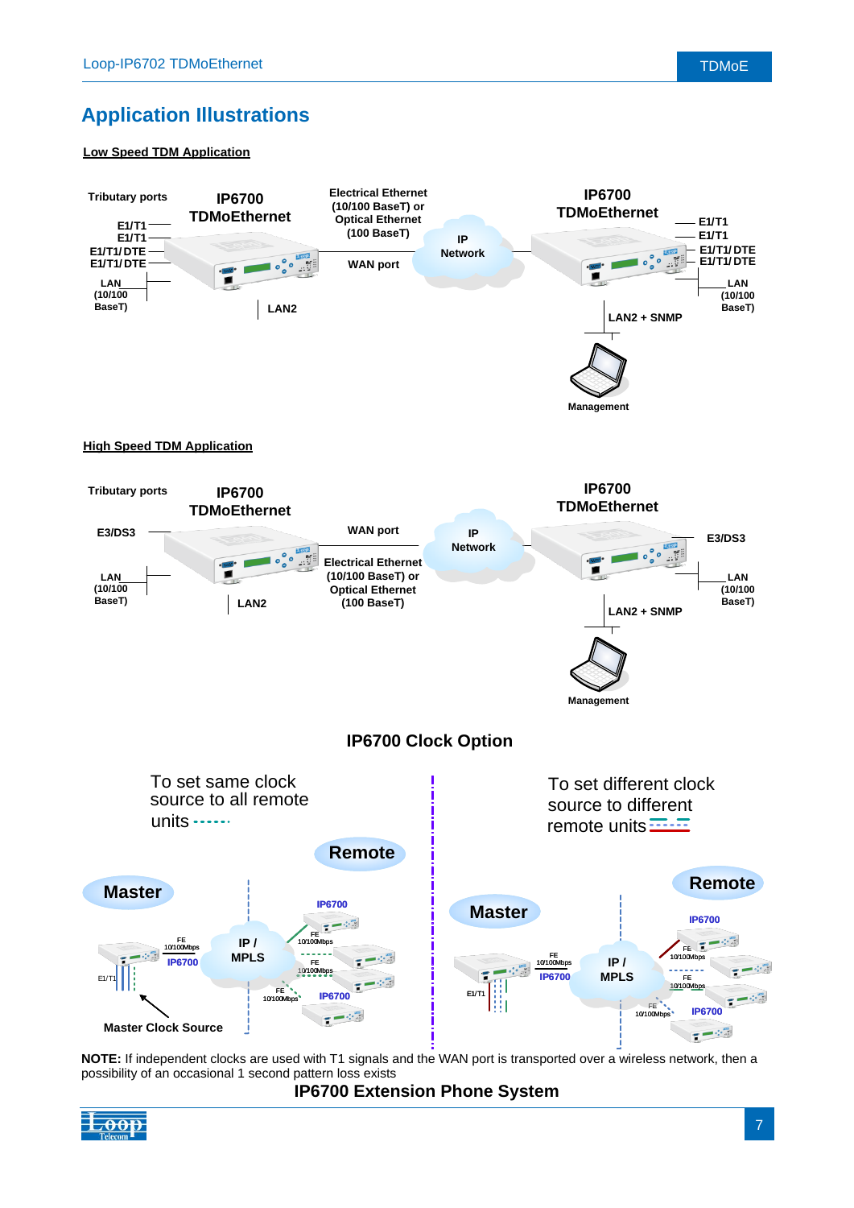# Application Illustrations

**Low Speed TDM Application**

Tributary ports

IP6700 TDMoEthernet

E1/T1
E1/T1
E1/T1/DTE
E1/T1/DTE

LAN (10/100 BaseT)

LAN2

Electrical Ethernet (10/100 BaseT) or Optical Ethernet (100 BaseT)

WAN port

IP Network

IP6700 TDMoEthernet

E1/T1
E1/T1
E1/T1/ DTE
E1/T1/ DTE

LAN (10/100 BaseT)

LAN2 + SNMP

Management

**High Speed TDM Application**

Tributary ports

IP6700 TDMoEthernet

E3/DS3

LAN (10/100 BaseT)

LAN2

WAN port

Electrical Ethernet (10/100 BaseT) or Optical Ethernet (100 BaseT)

IP Network

IP6700 TDMoEthernet

E3/DS3

LAN (10/100 BaseT)

LAN2 + SNMP

Management

## IP6700 Clock Option

To set same clock source to all remote units

Remote

Master

IP6700

FE 10/100Mbps

IP / MPLS

E1/T1

Master Clock Source

To set different clock source to different remote units

Remote

Master

IP6700

FE 10/100Mbps

IP / MPLS

E1/T1

**NOTE:** If independent clocks are used with T1 signals and the WAN port is transported over a wireless network, then a possibility of an occasional 1 second pattern loss exists

**IP6700 Extension Phone System**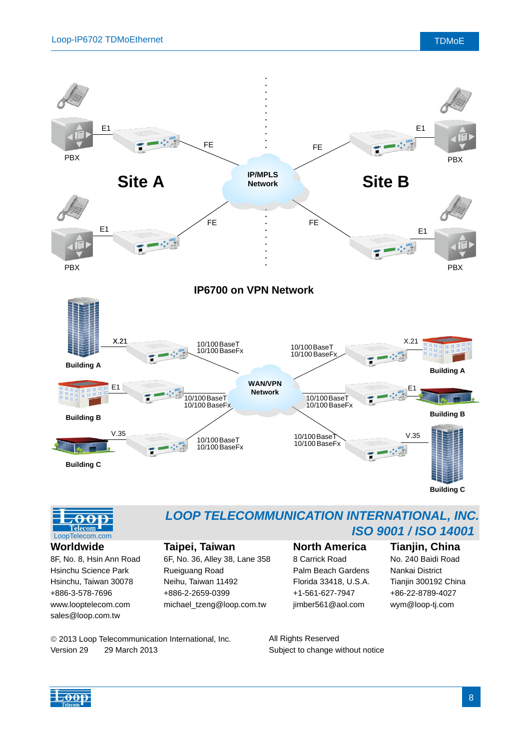E1

PBX

FE

IP/MPLS
Network

FE

E1

PBX

Site A

Site B

E1

PBX

FE

FE

E1

PBX

**IP6700 on VPN Network**

X.21

Building A

10/100 BaseT
10/100 BaseFx

10/100 BaseT
10/100 BaseFx

X.21

Building A

E1

Building B

WAN/VPN
Network

10/100 BaseT
10/100 BaseFx

10/100 BaseT
10/100 BaseFx

E1

Building B

V.35

Building C

10/100 BaseT
10/100 BaseFx

10/100 BaseT
10/100 BaseFx

V.35

Building C

Loop Telecom
LoopTelecom.com

***LOOP TELECOMMUNICATION INTERNATIONAL, INC.***
***ISO 9001 / ISO 14001***

**Worldwide**
8F, No. 8, Hsin Ann Road
Hsinchu Science Park
Hsinchu, Taiwan 30078
+886-3-578-7696
www.looptelecom.com
sales@loop.com.tw

**Taipei, Taiwan**
6F, No. 36, Alley 38, Lane 358
Rueiguang Road
Neihu, Taiwan 11492
+886-2-2659-0399
michael_tzeng@loop.com.tw

**North America**
8 Carrick Road
Palm Beach Gardens
Florida 33418, U.S.A.
+1-561-627-7947
jimber561@aol.com

**Tianjin, China**
No. 240 Baidi Road
Nankai District
Tianjin 300192 China
+86-22-8789-4027
wym@loop-tj.com

© 2013 Loop Telecommunication International, Inc.
Version 29 29 March 2013

All Rights Reserved
Subject to change without notice